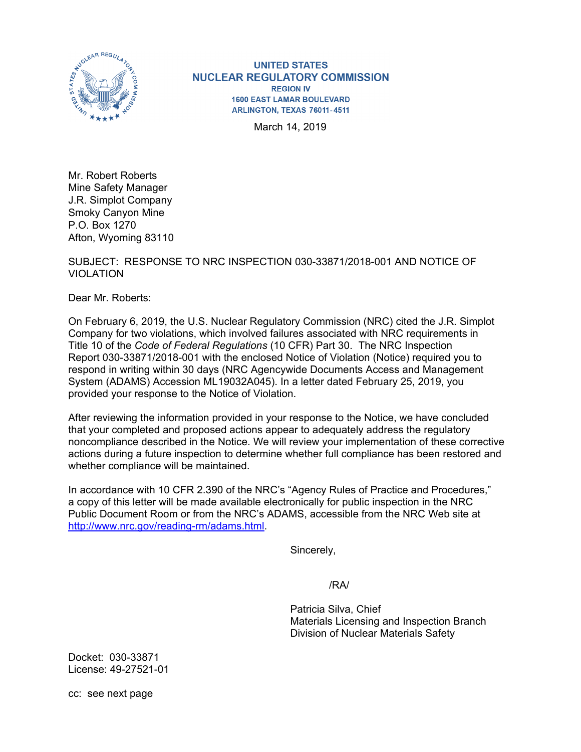UNITED STATES
NUCLEAR REGULATORY COMMISSION
REGION IV
1600 EAST LAMAR BOULEVARD
ARLINGTON, TEXAS 76011-4511

March 14, 2019

Mr. Robert Roberts
Mine Safety Manager
J.R. Simplot Company
Smoky Canyon Mine
P.O. Box 1270
Afton, Wyoming 83110

SUBJECT: RESPONSE TO NRC INSPECTION 030-33871/2018-001 AND NOTICE OF VIOLATION

Dear Mr. Roberts:

On February 6, 2019, the U.S. Nuclear Regulatory Commission (NRC) cited the J.R. Simplot Company for two violations, which involved failures associated with NRC requirements in Title 10 of the *Code of Federal Regulations* (10 CFR) Part 30. The NRC Inspection Report 030-33871/2018-001 with the enclosed Notice of Violation (Notice) required you to respond in writing within 30 days (NRC Agencywide Documents Access and Management System (ADAMS) Accession ML19032A045). In a letter dated February 25, 2019, you provided your response to the Notice of Violation.

After reviewing the information provided in your response to the Notice, we have concluded that your completed and proposed actions appear to adequately address the regulatory noncompliance described in the Notice. We will review your implementation of these corrective actions during a future inspection to determine whether full compliance has been restored and whether compliance will be maintained.

In accordance with 10 CFR 2.390 of the NRC's "Agency Rules of Practice and Procedures," a copy of this letter will be made available electronically for public inspection in the NRC Public Document Room or from the NRC's ADAMS, accessible from the NRC Web site at http://www.nrc.gov/reading-rm/adams.html.

Sincerely,

/RA/

Patricia Silva, Chief
Materials Licensing and Inspection Branch
Division of Nuclear Materials Safety

Docket: 030-33871
License: 49-27521-01

cc: see next page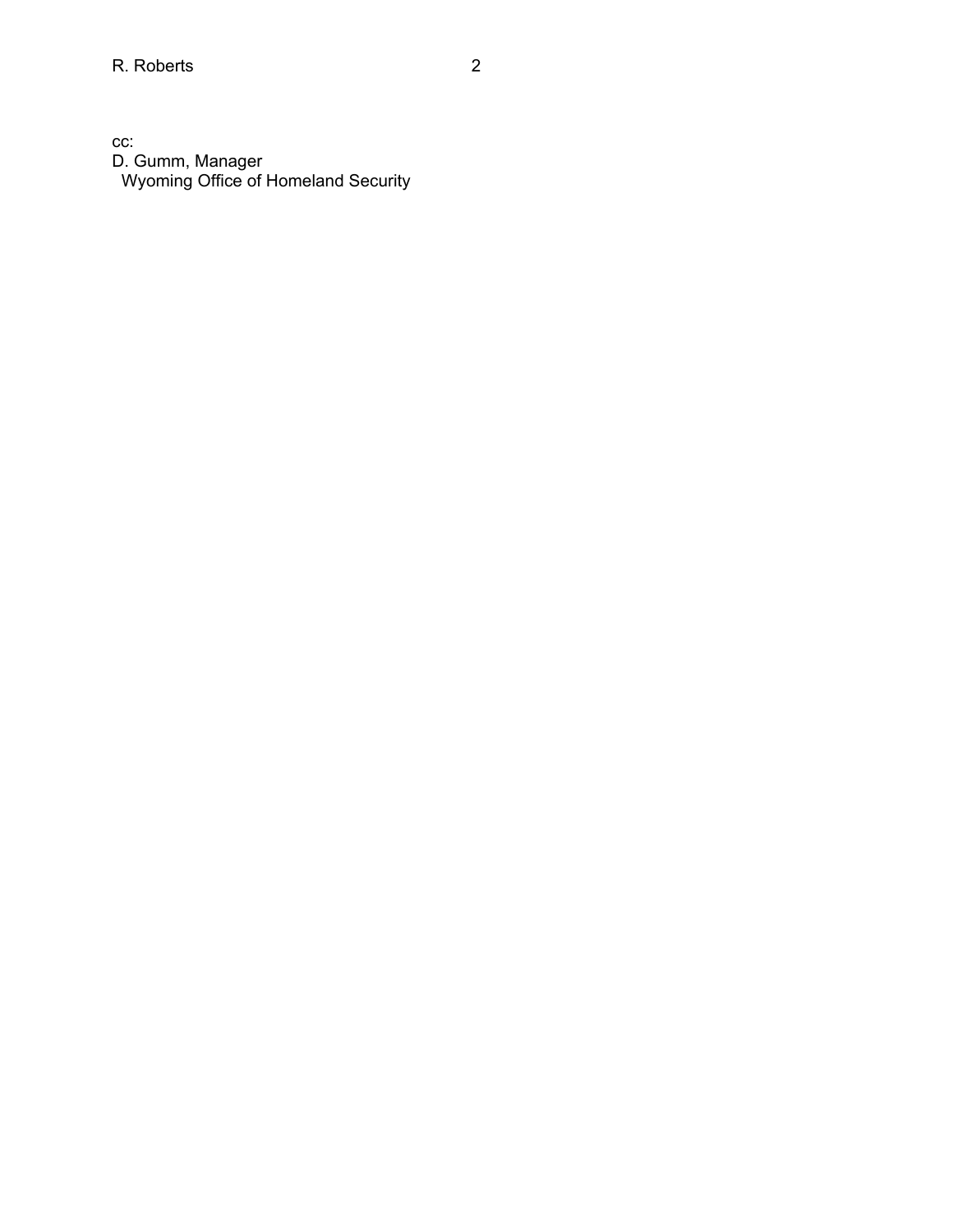cc:
D. Gumm, Manager
  Wyoming Office of Homeland Security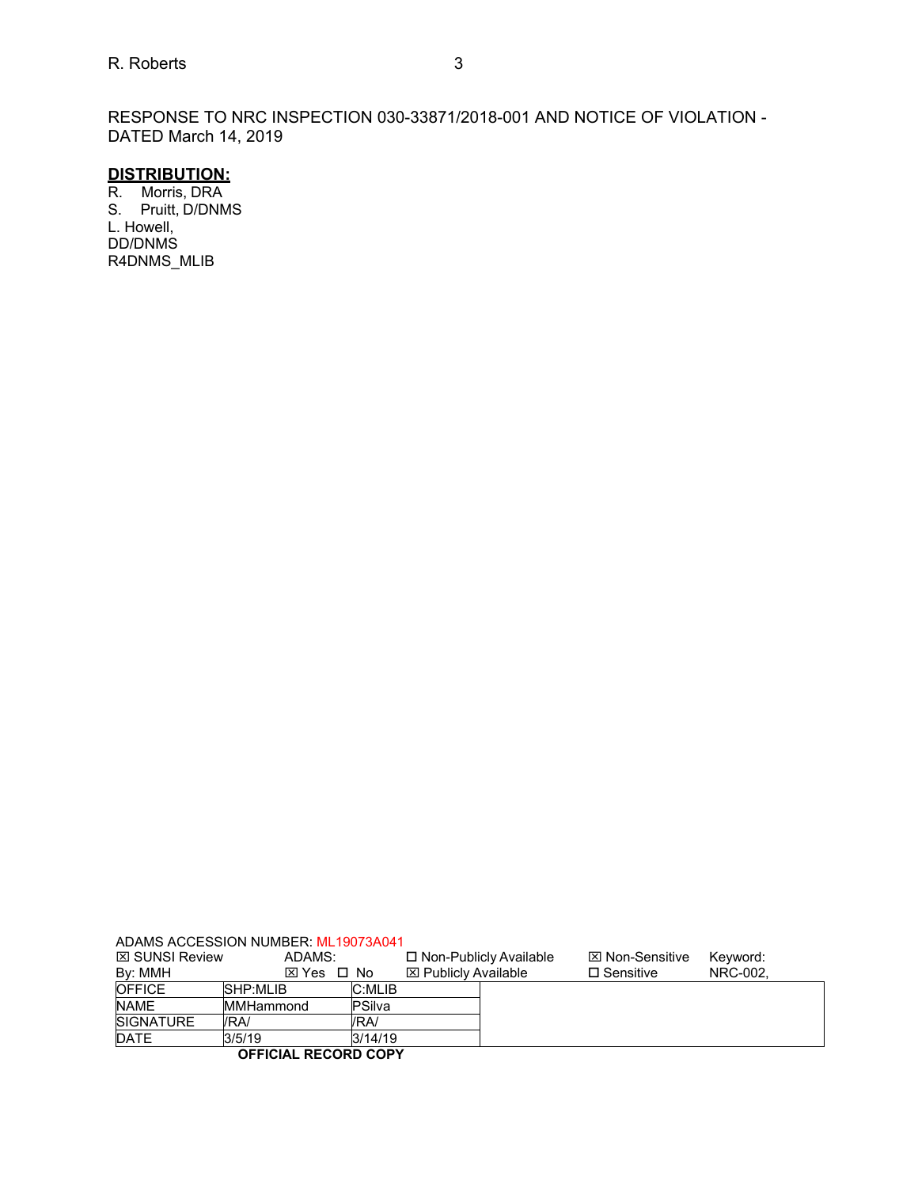RESPONSE TO NRC INSPECTION 030-33871/2018-001 AND NOTICE OF VIOLATION - DATED March 14, 2019

**DISTRIBUTION:**

R. Morris, DRA
S. Pruitt, D/DNMS
L. Howell, DD/DNMS
R4DNMS_MLIB

ADAMS ACCESSION NUMBER: ML19073A041

☒ SUNSI Review By: MMH | ADAMS: ☒ Yes ☐ No | ☐ Non-Publicly Available ☒ Publicly Available | ☒ Non-Sensitive ☐ Sensitive | Keyword: NRC-002,

| | | |
|---|---|---|
| OFFICE | SHP:MLIB | C:MLIB |
| NAME | MMHammond | PSilva |
| SIGNATURE | /RA/ | /RA/ |
| DATE | 3/5/19 | 3/14/19 |

**OFFICIAL RECORD COPY**